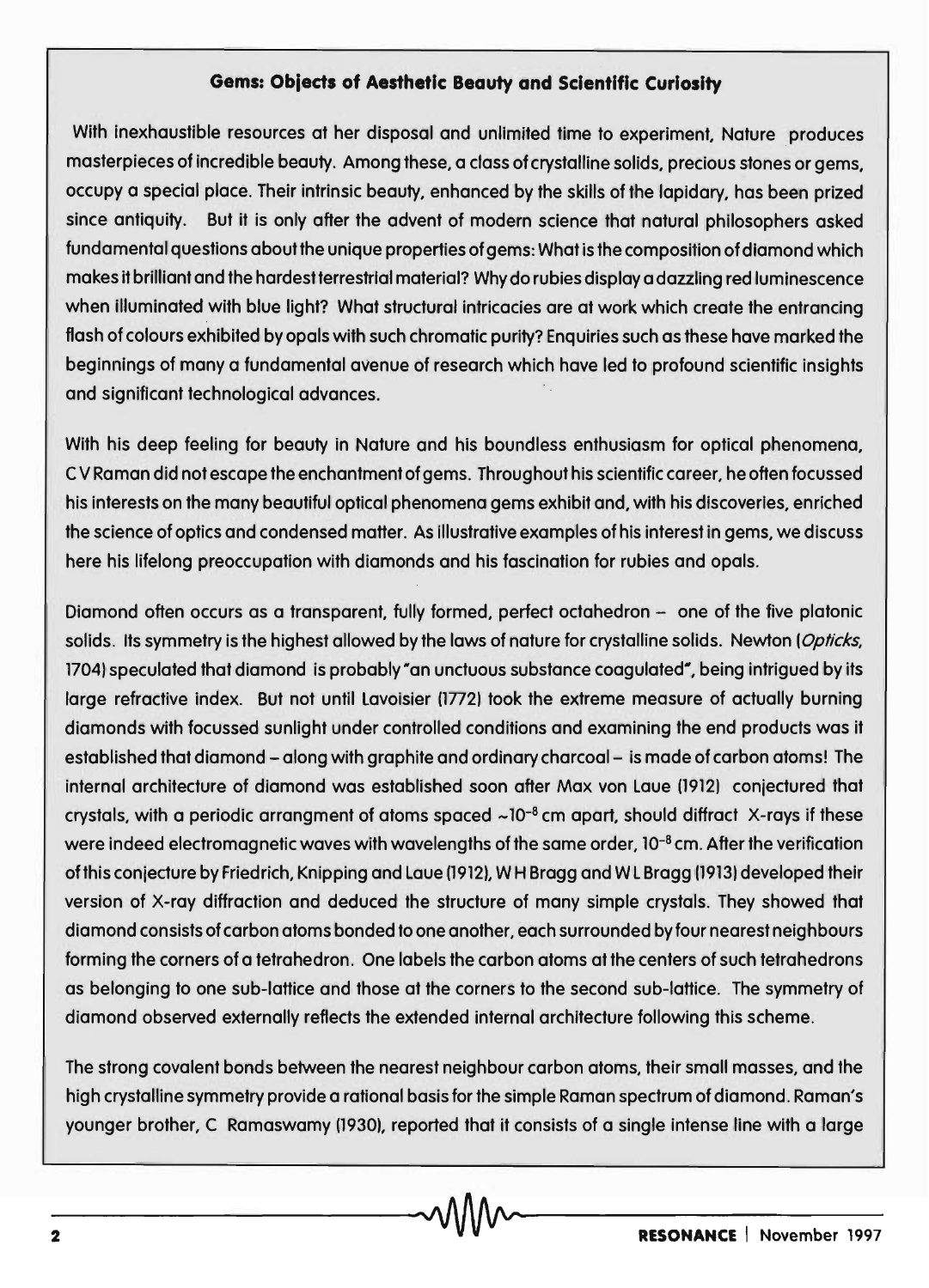## Gems: Objects of Aesthetic Beauty and Scientific Curiosity

With inexhaustible resources at her disposal and unlimited time to experiment, Nature produces masterpieces of incredible beauty. Among these, a class of crystalline solids, precious stones or gems, occupy a special place. Their intrinsic beauty, enhanced by the skills of the lapidary, has been prized since antiquity. But it is only after the advent of modern science that natural philosophers asked fundamental questions about the unique properties of gems: What is the composition of diamond which makes it brilliant and the hardest terrestrial material? Why do rubies display a dazzling red luminescence when illuminated with blue light? What structural intricacies are at work which create the entrancing flash of colours exhibited by opals with such chromatic purity? Enquiries such as these have marked the beginnings of many a fundamental avenue of research which have led to profound scientific insights and significant technological advances.

With his deep feeling for beauty in Nature and his boundless enthusiasm for optical phenomena, C V Raman did not escape the enchantment of gems. Throughout his scientific career, he often focussed his interests on the many beautiful optical phenomena gems exhibit and, with his discoveries, enriched the science of optics and condensed matter. As illustrative examples of his interest in gems, we discuss here his lifelong preoccupation with diamonds and his fascination for rubies and opals.

Diamond often occurs as a transparent, fully formed, perfect octahedron – one of the five platonic solids. Its symmetry is the highest allowed by the laws of nature for crystalline solids. Newton (*Opticks*, 1704) speculated that diamond is probably "an unctuous substance coagulated", being intrigued by its large refractive index. But not until Lavoisier (1772) took the extreme measure of actually burning diamonds with focussed sunlight under controlled conditions and examining the end products was it established that diamond – along with graphite and ordinary charcoal – is made of carbon atoms! The internal architecture of diamond was established soon after Max von Laue (1912) conjectured that crystals, with a periodic arrangment of atoms spaced $\sim 10^{-8}$ cm apart, should diffract X-rays if these were indeed electromagnetic waves with wavelengths of the same order, $10^{-8}$ cm. After the verification of this conjecture by Friedrich, Knipping and Laue (1912), W H Bragg and W L Bragg (1913) developed their version of X-ray diffraction and deduced the structure of many simple crystals. They showed that diamond consists of carbon atoms bonded to one another, each surrounded by four nearest neighbours forming the corners of a tetrahedron. One labels the carbon atoms at the centers of such tetrahedrons as belonging to one sub-lattice and those at the corners to the second sub-lattice. The symmetry of diamond observed externally reflects the extended internal architecture following this scheme.

The strong covalent bonds between the nearest neighbour carbon atoms, their small masses, and the high crystalline symmetry provide a rational basis for the simple Raman spectrum of diamond. Raman's younger brother, C Ramaswamy (1930), reported that it consists of a single intense line with a large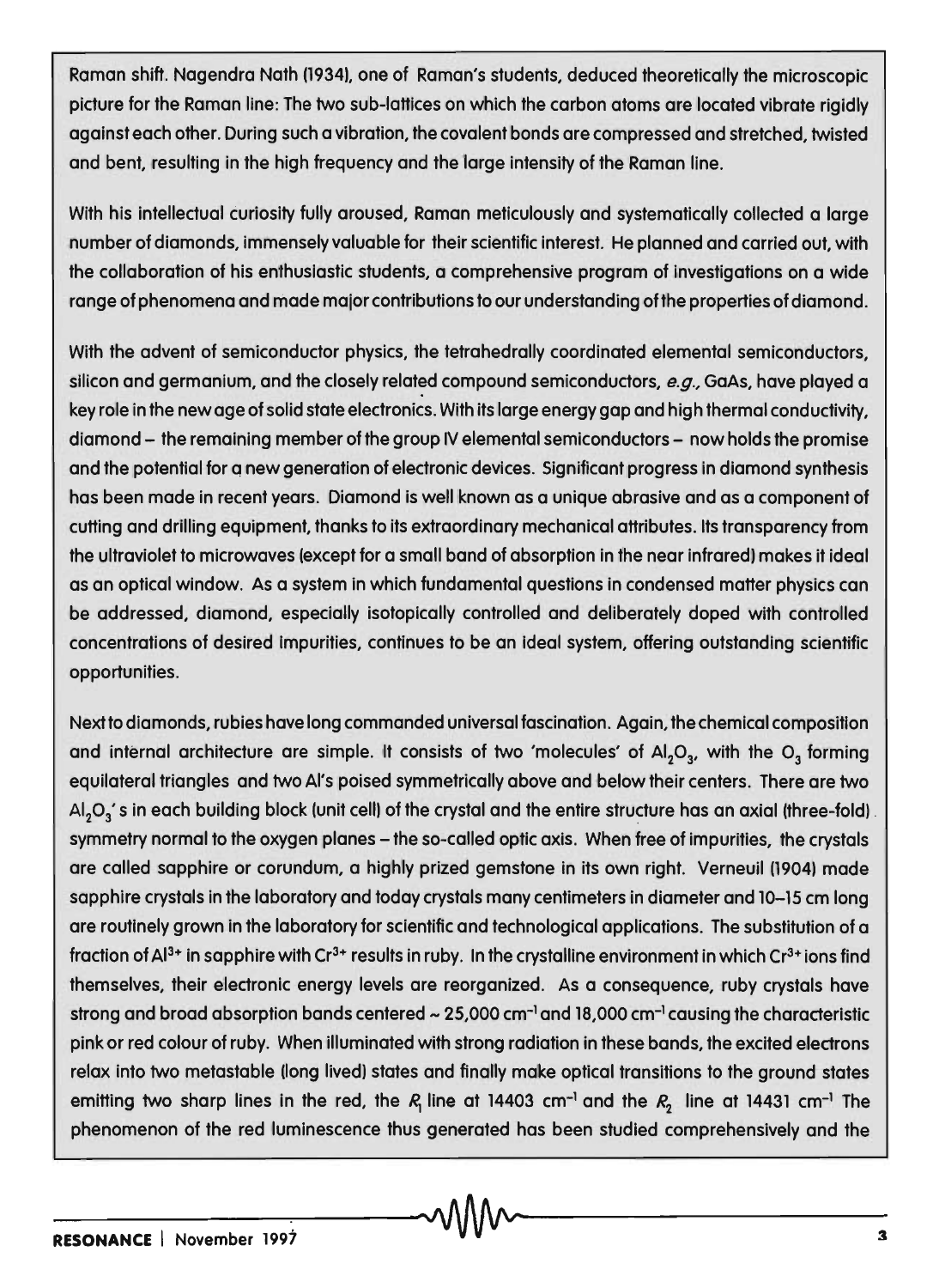Raman shift. Nagendra Nath (1934), one of Raman's students, deduced theoretically the microscopic picture for the Raman line: The two sub-lattices on which the carbon atoms are located vibrate rigidly against each other. During such a vibration, the covalent bonds are compressed and stretched, twisted and bent, resulting in the high frequency and the large intensity of the Raman line.

With his intellectual curiosity fully aroused, Raman meticulously and systematically collected a large number of diamonds, immensely valuable for their scientific interest. He planned and carried out, with the collaboration of his enthusiastic students, a comprehensive program of investigations on a wide range of phenomena and made major contributions to our understanding of the properties of diamond.

With the advent of semiconductor physics, the tetrahedrally coordinated elemental semiconductors, silicon and germanium, and the closely related compound semiconductors, *e.g.,* GaAs, have played a key role in the new age of solid state electronics. With its large energy gap and high thermal conductivity, diamond – the remaining member of the group IV elemental semiconductors – now holds the promise and the potential for a new generation of electronic devices. Significant progress in diamond synthesis has been made in recent years. Diamond is well known as a unique abrasive and as a component of cutting and drilling equipment, thanks to its extraordinary mechanical attributes. Its transparency from the ultraviolet to microwaves (except for a small band of absorption in the near infrared) makes it ideal as an optical window. As a system in which fundamental questions in condensed matter physics can be addressed, diamond, especially isotopically controlled and deliberately doped with controlled concentrations of desired impurities, continues to be an ideal system, offering outstanding scientific opportunities.

Next to diamonds, rubies have long commanded universal fascination. Again, the chemical composition and internal architecture are simple. It consists of two 'molecules' of $Al_2O_3$, with the $O_3$ forming equilateral triangles and two Al's poised symmetrically above and below their centers. There are two $Al_2O_3$'s in each building block (unit cell) of the crystal and the entire structure has an axial (three-fold) symmetry normal to the oxygen planes – the so-called optic axis. When free of impurities, the crystals are called sapphire or corundum, a highly prized gemstone in its own right. Verneuil (1904) made sapphire crystals in the laboratory and today crystals many centimeters in diameter and 10–15 cm long are routinely grown in the laboratory for scientific and technological applications. The substitution of a fraction of $Al^{3+}$ in sapphire with $Cr^{3+}$ results in ruby. In the crystalline environment in which $Cr^{3+}$ ions find themselves, their electronic energy levels are reorganized. As a consequence, ruby crystals have strong and broad absorption bands centered ~ 25,000 $cm^{-1}$ and 18,000 $cm^{-1}$ causing the characteristic pink or red colour of ruby. When illuminated with strong radiation in these bands, the excited electrons relax into two metastable (long lived) states and finally make optical transitions to the ground states emitting two sharp lines in the red, the $R_1$ line at 14403 $cm^{-1}$ and the $R_2$ line at 14431 $cm^{-1}$ The phenomenon of the red luminescence thus generated has been studied comprehensively and the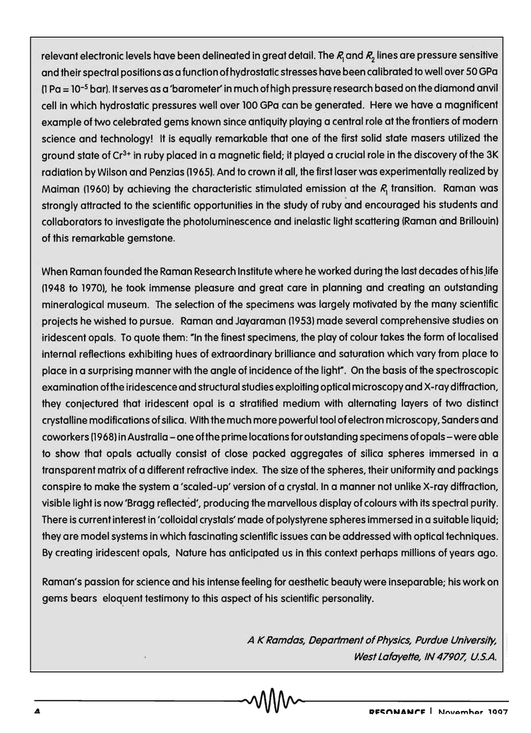relevant electronic levels have been delineated in great detail. The $R_1$ and $R_2$ lines are pressure sensitive and their spectral positions as a function of hydrostatic stresses have been calibrated to well over 50 GPa (1 Pa = $10^{-5}$ bar). It serves as a 'barometer' in much of high pressure research based on the diamond anvil cell in which hydrostatic pressures well over 100 GPa can be generated. Here we have a magnificent example of two celebrated gems known since antiquity playing a central role at the frontiers of modern science and technology! It is equally remarkable that one of the first solid state masers utilized the ground state of $Cr^{3+}$ in ruby placed in a magnetic field; it played a crucial role in the discovery of the 3K radiation by Wilson and Penzias (1965). And to crown it all, the first laser was experimentally realized by Maiman (1960) by achieving the characteristic stimulated emission at the $R_1$ transition. Raman was strongly attracted to the scientific opportunities in the study of ruby and encouraged his students and collaborators to investigate the photoluminescence and inelastic light scattering (Raman and Brillouin) of this remarkable gemstone.

When Raman founded the Raman Research Institute where he worked during the last decades of his life (1948 to 1970), he took immense pleasure and great care in planning and creating an outstanding mineralogical museum. The selection of the specimens was largely motivated by the many scientific projects he wished to pursue. Raman and Jayaraman (1953) made several comprehensive studies on iridescent opals. To quote them: "In the finest specimens, the play of colour takes the form of localised internal reflections exhibiting hues of extraordinary brilliance and saturation which vary from place to place in a surprising manner with the angle of incidence of the light". On the basis of the spectroscopic examination of the iridescence and structural studies exploiting optical microscopy and X-ray diffraction, they conjectured that iridescent opal is a stratified medium with alternating layers of two distinct crystalline modifications of silica. With the much more powerful tool of electron microscopy, Sanders and coworkers (1968) in Australia – one of the prime locations for outstanding specimens of opals – were able to show that opals actually consist of close packed aggregates of silica spheres immersed in a transparent matrix of a different refractive index. The size of the spheres, their uniformity and packings conspire to make the system a 'scaled-up' version of a crystal. In a manner not unlike X-ray diffraction, visible light is now 'Bragg reflected', producing the marvellous display of colours with its spectral purity. There is current interest in 'colloidal crystals' made of polystyrene spheres immersed in a suitable liquid; they are model systems in which fascinating scientific issues can be addressed with optical techniques. By creating iridescent opals, Nature has anticipated us in this context perhaps millions of years ago.

Raman's passion for science and his intense feeling for aesthetic beauty were inseparable; his work on gems bears eloquent testimony to this aspect of his scientific personality.

*A K Ramdas, Department of Physics, Purdue University, West Lafayette, IN 47907, U.S.A.*